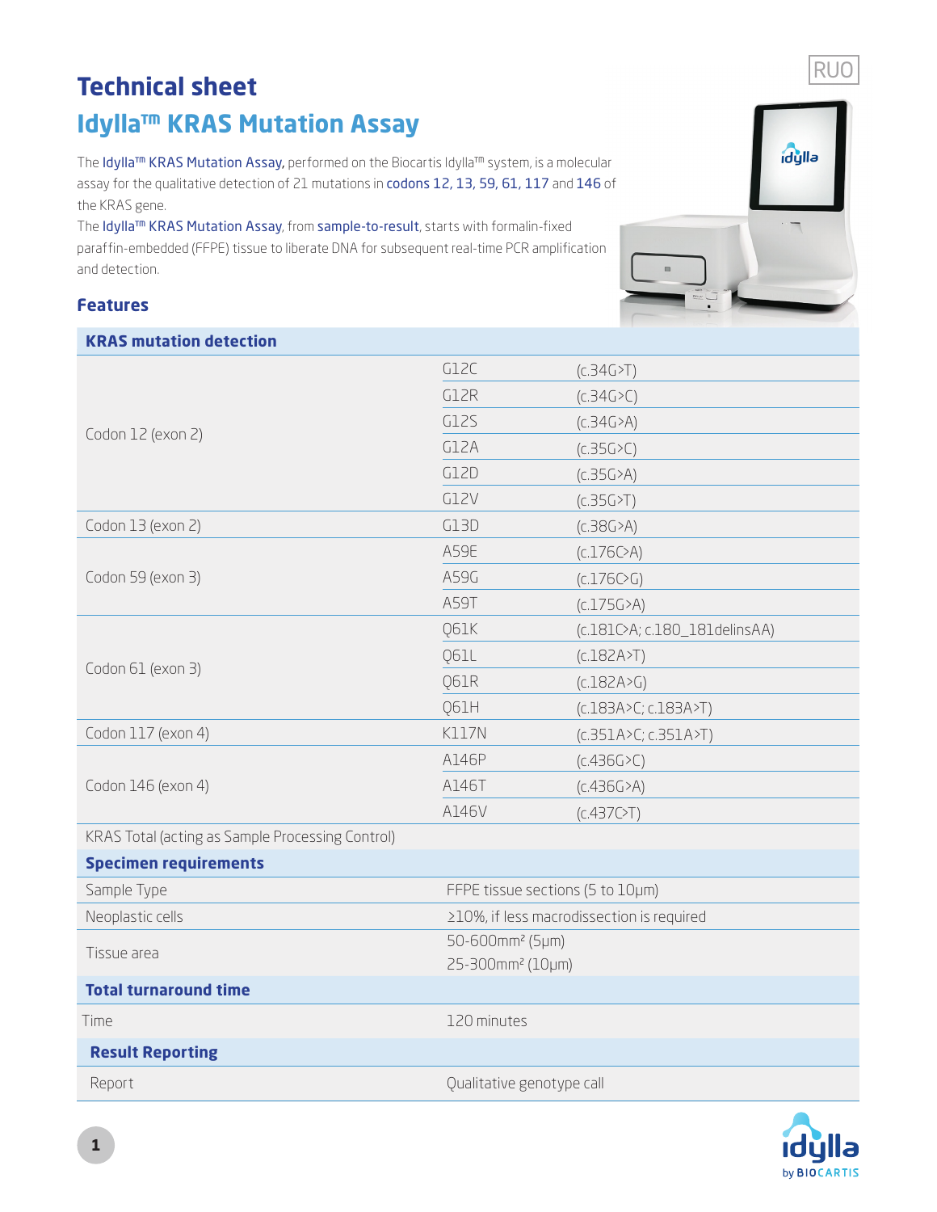RUO

# Technical sheet

## Idylla™ KRAS Mutation Assay

The Idylla™ KRAS Mutation Assay, performed on the Biocartis Idylla™ system, is a molecular assay for the qualitative detection of 21 mutations in codons 12, 13, 59, 61, 117 and 146 of the KRAS gene.

The Idylla™ KRAS Mutation Assay, from sample-to-result, starts with formalin-fixed paraffin-embedded (FFPE) tissue to liberate DNA for subsequent real-time PCR amplification and detection.

### Features

| KRAS mutation detection | | |
|---|---|---|
| Codon 12 (exon 2) | G12C | (c.34G>T) |
| | G12R | (c.34G>C) |
| | G12S | (c.34G>A) |
| | G12A | (c.35G>C) |
| | G12D | (c.35G>A) |
| | G12V | (c.35G>T) |
| Codon 13 (exon 2) | G13D | (c.38G>A) |
| Codon 59 (exon 3) | A59E | (c.176C>A) |
| | A59G | (c.176C>G) |
| | A59T | (c.175G>A) |
| Codon 61 (exon 3) | Q61K | (c.181C>A; c.180_181delinsAA) |
| | Q61L | (c.182A>T) |
| | Q61R | (c.182A>G) |
| | Q61H | (c.183A>C; c.183A>T) |
| Codon 117 (exon 4) | K117N | (c.351A>C; c.351A>T) |
| Codon 146 (exon 4) | A146P | (c.436G>C) |
| | A146T | (c.436G>A) |
| | A146V | (c.437C>T) |
| KRAS Total (acting as Sample Processing Control) | | |

| Specimen requirements | |
|---|---|
| Sample Type | FFPE tissue sections (5 to 10µm) |
| Neoplastic cells | ≥10%, if less macrodissection is required |
| Tissue area | 50-600mm² (5µm)<br>25-300mm² (10µm) |

| Total turnaround time | |
|---|---|
| Time | 120 minutes |

| Result Reporting | |
|---|---|
| Report | Qualitative genotype call |

idylla by BIOCARTIS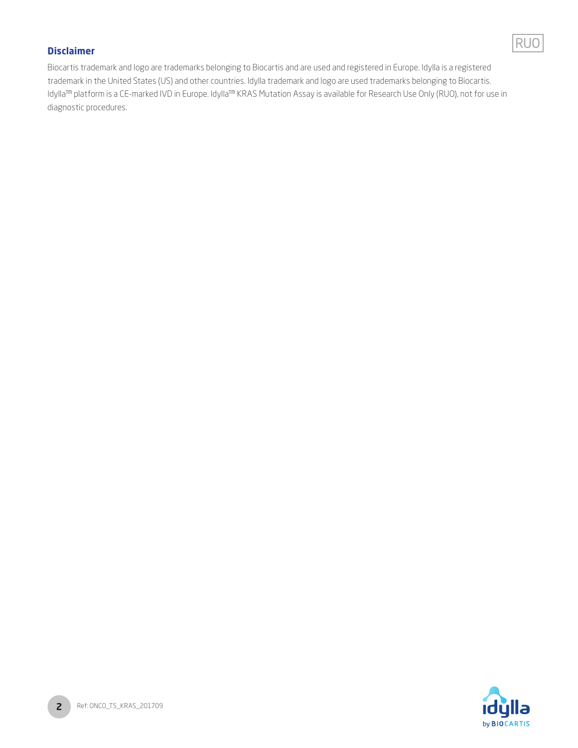RUO

## Disclaimer

Biocartis trademark and logo are trademarks belonging to Biocartis and are used and registered in Europe. Idylla is a registered trademark in the United States (US) and other countries. Idylla trademark and logo are used trademarks belonging to Biocartis. Idylla™ platform is a CE-marked IVD in Europe. Idylla™ KRAS Mutation Assay is available for Research Use Only (RUO), not for use in diagnostic procedures.

Ref: ONCO_TS_KRAS_201709